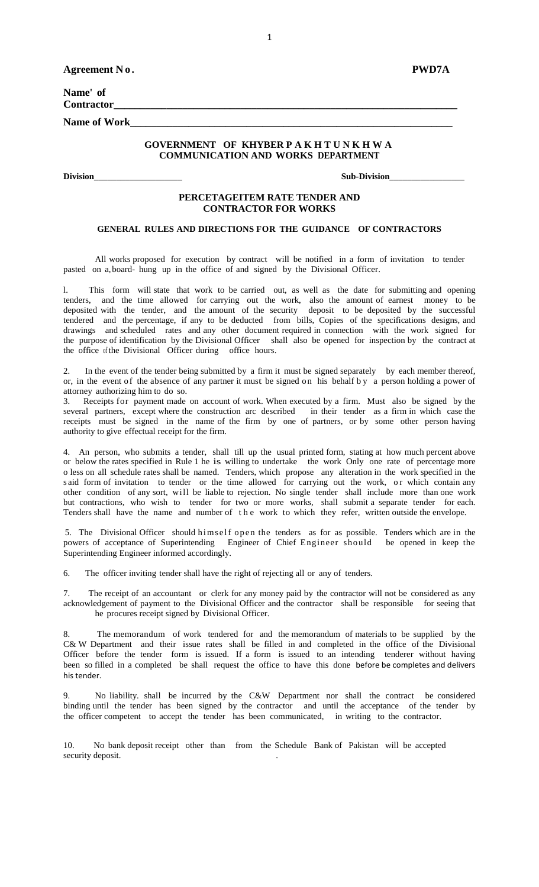**Agreement No.** **PWD7A**

**Name' of Contractor**\_\_\_\_\_\_\_\_\_\_\_\_\_\_\_\_\_\_\_\_\_\_\_\_\_\_\_\_\_\_\_\_\_\_\_\_\_\_\_\_\_\_\_\_\_\_\_\_\_\_\_\_\_\_\_\_\_\_\_\_\_\_\_\_\_

**Name of Work**\_\_\_\_\_\_\_\_\_\_\_\_\_\_\_\_\_\_\_\_\_\_\_\_\_\_\_\_\_\_\_\_\_\_\_\_\_\_\_\_\_\_\_\_\_\_\_\_\_\_\_\_\_\_\_\_\_\_\_\_\_\_

**GOVERNMENT OF KHYBER PAKHTUNKHWA**
**COMMUNICATION AND WORKS DEPARTMENT**

**Division**\_\_\_\_\_\_\_\_\_\_\_\_\_\_\_\_\_\_\_\_ **Sub-Division**\_\_\_\_\_\_\_\_\_\_\_\_\_\_\_\_\_

## PERCETAGEITEM RATE TENDER AND CONTRACTOR FOR WORKS

### GENERAL RULES AND DIRECTIONS FOR THE GUIDANCE OF CONTRACTORS

All works proposed for execution by contract will be notified in a form of invitation to tender pasted on a, board- hung up in the office of and signed by the Divisional Officer.

l. This form will state that work to be carried out, as well as the date for submitting and opening tenders, and the time allowed for carrying out the work, also the amount of earnest money to be deposited with the tender, and the amount of the security deposit to be deposited by the successful tendered and the percentage, if any to be deducted from bills, Copies of the specifications designs, and drawings and scheduled rates and any other document required in connection with the work signed for the purpose of identification by the Divisional Officer shall also be opened for inspection by the contract at the office of the Divisional Officer during office hours.

2. In the event of the tender being submitted by a firm it must be signed separately by each member thereof, or, in the event of the absence of any partner it must be signed on his behalf by a person holding a power of attorney authorizing him to do so.

3. Receipts for payment made on account of work. When executed by a firm. Must also be signed by the several partners, except where the construction arc described in their tender as a firm in which case the receipts must be signed in the name of the firm by one of partners, or by some other person having authority to give effectual receipt for the firm.

4. An person, who submits a tender, shall till up the usual printed form, stating at how much percent above or below the rates specified in Rule 1 he is willing to undertake the work Only one rate of percentage more o less on all schedule rates shall be named. Tenders, which propose any alteration in the work specified in the said form of invitation to tender or the time allowed for carrying out the work, or which contain any other condition of any sort, will be liable to rejection. No single tender shall include more than one work but contractions, who wish to tender for two or more works, shall submit a separate tender for each. Tenders shall have the name and number of the work to which they refer, written outside the envelope.

5. The Divisional Officer should himself open the tenders as for as possible. Tenders which are in the powers of acceptance of Superintending Engineer of Chief Engineer should be opened in keep the Superintending Engineer informed accordingly.

6. The officer inviting tender shall have the right of rejecting all or any of tenders.

7. The receipt of an accountant or clerk for any money paid by the contractor will not be considered as any acknowledgement of payment to the Divisional Officer and the contractor shall be responsible for seeing that he procures receipt signed by Divisional Officer.

8. The memorandum of work tendered for and the memorandum of materials to be supplied by the C& W Department and their issue rates shall be filled in and completed in the office of the Divisional Officer before the tender form is issued. If a form is issued to an intending tenderer without having been so filled in a completed be shall request the office to have this done before be completes and delivers his tender.

9. No liability. shall be incurred by the C&W Department nor shall the contract be considered binding until the tender has been signed by the contractor and until the acceptance of the tender by the officer competent to accept the tender has been communicated, in writing to the contractor.

10. No bank deposit receipt other than from the Schedule Bank of Pakistan will be accepted security deposit.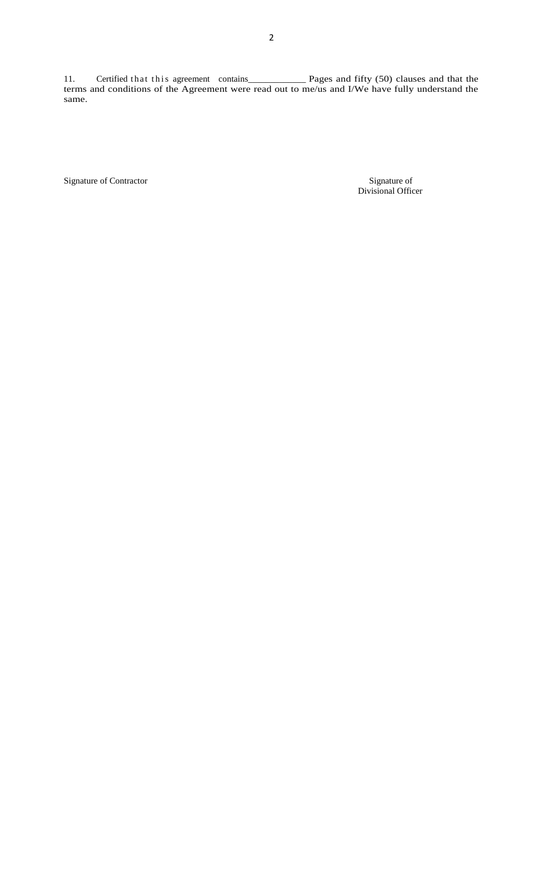11. Certified that this agreement contains____________ Pages and fifty (50) clauses and that the terms and conditions of the Agreement were read out to me/us and I/We have fully understand the same.

Signature of Contractor

Signature of
Divisional Officer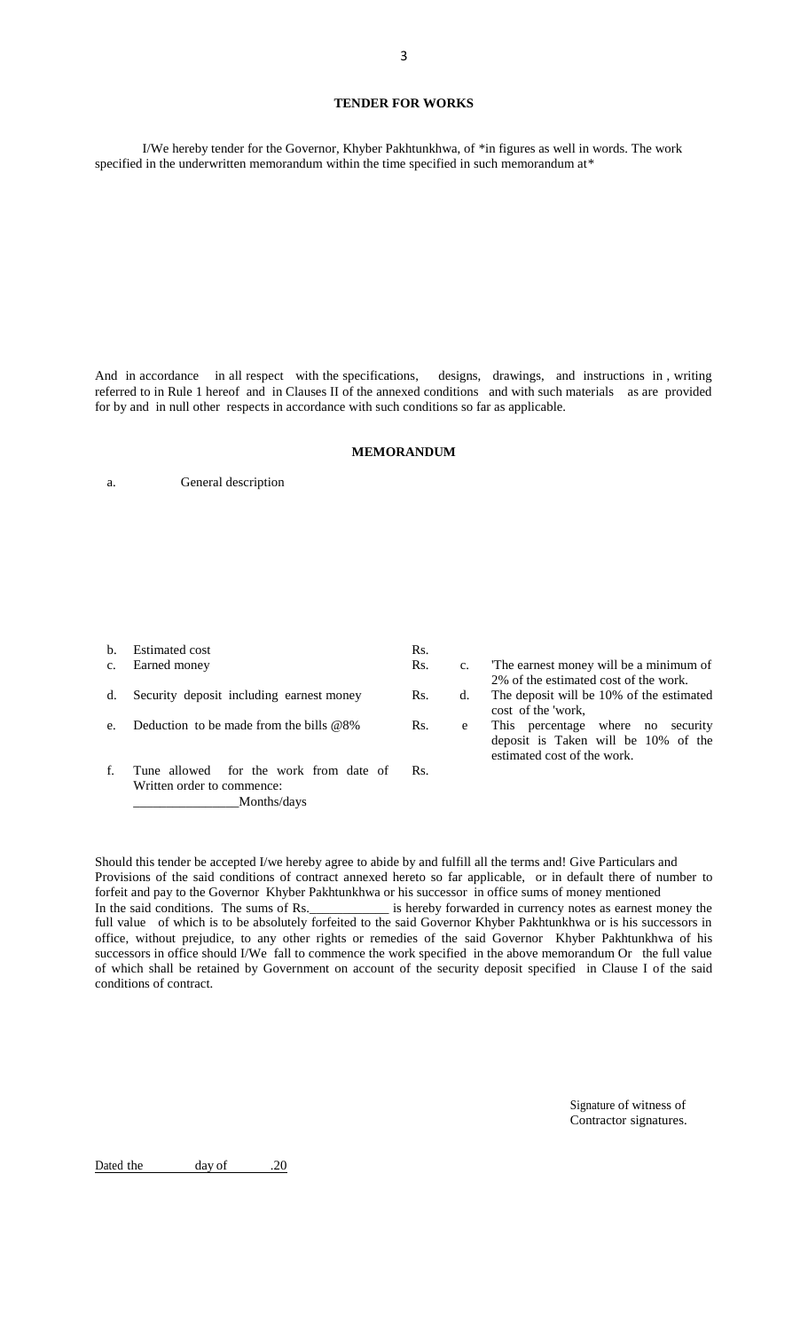## TENDER FOR WORKS

I/We hereby tender for the Governor, Khyber Pakhtunkhwa, of *in figures as well in words. The work specified in the underwritten memorandum within the time specified in such memorandum at*

And in accordance in all respect with the specifications, designs, drawings, and instructions in , writing referred to in Rule 1 hereof and in Clauses II of the annexed conditions and with such materials as are provided for by and in null other respects in accordance with such conditions so far as applicable.

## MEMORANDUM

a. General description

| | | | | |
|---|---|---|---|---|
| b. | Estimated cost | Rs. | | |
| c. | Earned money | Rs. | c. | 'The earnest money will be a minimum of 2% of the estimated cost of the work. |
| d. | Security deposit including earnest money | Rs. | d. | The deposit will be 10% of the estimated cost of the 'work, |
| e. | Deduction to be made from the bills @8% | Rs. | e | This percentage where no security deposit is Taken will be 10% of the estimated cost of the work. |
| f. | Tune allowed for the work from date of Written order to commence: ________________Months/days | Rs. | | |

Should this tender be accepted I/we hereby agree to abide by and fulfill all the terms and! Give Particulars and Provisions of the said conditions of contract annexed hereto so far applicable, or in default there of number to forfeit and pay to the Governor Khyber Pakhtunkhwa or his successor in office sums of money mentioned In the said conditions. The sums of Rs.____________ is hereby forwarded in currency notes as earnest money the full value of which is to be absolutely forfeited to the said Governor Khyber Pakhtunkhwa or is his successors in office, without prejudice, to any other rights or remedies of the said Governor Khyber Pakhtunkhwa of his successors in office should I/We fall to commence the work specified in the above memorandum Or the full value of which shall be retained by Government on account of the security deposit specified in Clause I of the said conditions of contract.

Signature of witness of
Contractor signatures.

Dated the ________ day of ________.20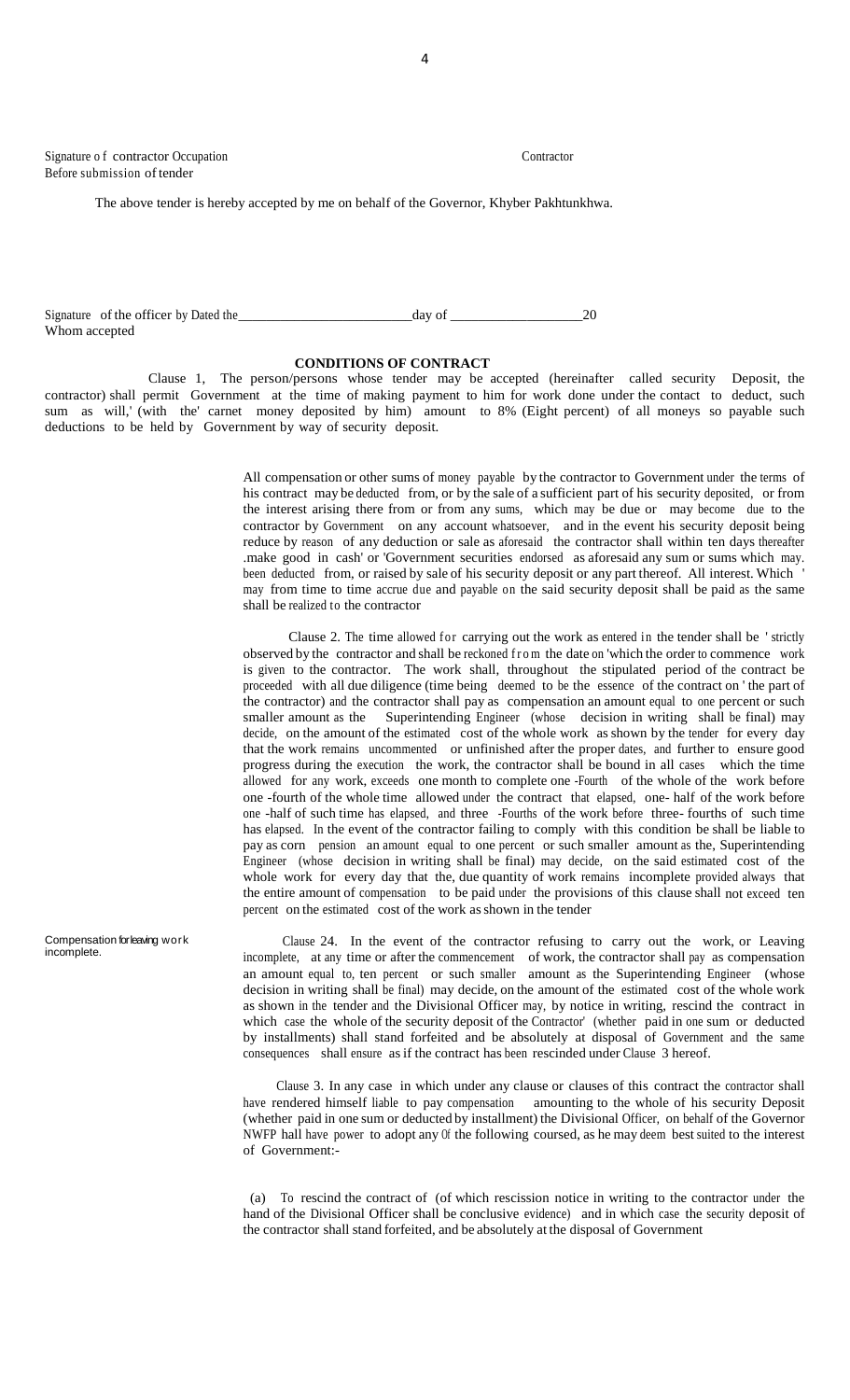Signature of contractor Occupation Contractor
Before submission of tender

The above tender is hereby accepted by me on behalf of the Governor, Khyber Pakhtunkhwa.

Signature of the officer by Dated the\_\_\_\_\_\_\_\_\_\_\_\_\_\_\_\_\_\_\_\_\_\_\_\_\_day of \_\_\_\_\_\_\_\_\_\_\_\_\_\_\_\_\_\_\_20
Whom accepted

## CONDITIONS OF CONTRACT

Clause 1, The person/persons whose tender may be accepted (hereinafter called security Deposit, the contractor) shall permit Government at the time of making payment to him for work done under the contact to deduct, such sum as will,' (with the' carnet money deposited by him) amount to 8% (Eight percent) of all moneys so payable such deductions to be held by Government by way of security deposit.

All compensation or other sums of money payable by the contractor to Government under the terms of his contract may be deducted from, or by the sale of a sufficient part of his security deposited, or from the interest arising there from or from any sums, which may be due or may become due to the contractor by Government on any account whatsoever, and in the event his security deposit being reduce by reason of any deduction or sale as aforesaid the contractor shall within ten days thereafter .make good in cash' or 'Government securities endorsed as aforesaid any sum or sums which may. been deducted from, or raised by sale of his security deposit or any part thereof. All interest. Which ' may from time to time accrue due and payable on the said security deposit shall be paid as the same shall be realized to the contractor

Clause 2. The time allowed for carrying out the work as entered in the tender shall be ' strictly observed by the contractor and shall be reckoned from the date on 'which the order to commence work is given to the contractor. The work shall, throughout the stipulated period of the contract be proceeded with all due diligence (time being deemed to be the essence of the contract on ' the part of the contractor) and the contractor shall pay as compensation an amount equal to one percent or such smaller amount as the Superintending Engineer (whose decision in writing shall be final) may decide, on the amount of the estimated cost of the whole work as shown by the tender for every day that the work remains uncommented or unfinished after the proper dates, and further to ensure good progress during the execution the work, the contractor shall be bound in all cases which the time allowed for any work, exceeds one month to complete one -Fourth of the whole of the work before one -fourth of the whole time allowed under the contract that elapsed, one- half of the work before one -half of such time has elapsed, and three -Fourths of the work before three- fourths of such time has elapsed. In the event of the contractor failing to comply with this condition be shall be liable to pay as corn pension an amount equal to one percent or such smaller amount as the, Superintending Engineer (whose decision in writing shall be final) may decide, on the said estimated cost of the whole work for every day that the, due quantity of work remains incomplete provided always that the entire amount of compensation to be paid under the provisions of this clause shall not exceed ten percent on the estimated cost of the work as shown in the tender

*Compensation for leaving work incomplete.*

Clause 24. In the event of the contractor refusing to carry out the work, or Leaving incomplete, at any time or after the commencement of work, the contractor shall pay as compensation an amount equal to, ten percent or such smaller amount as the Superintending Engineer (whose decision in writing shall be final) may decide, on the amount of the estimated cost of the whole work as shown in the tender and the Divisional Officer may, by notice in writing, rescind the contract in which case the whole of the security deposit of the Contractor' (whether paid in one sum or deducted by installments) shall stand forfeited and be absolutely at disposal of Government and the same consequences shall ensure as if the contract has been rescinded under Clause 3 hereof.

Clause 3. In any case in which under any clause or clauses of this contract the contractor shall have rendered himself liable to pay compensation amounting to the whole of his security Deposit (whether paid in one sum or deducted by installment) the Divisional Officer, on behalf of the Governor NWFP hall have power to adopt any 0f the following coursed, as he may deem best suited to the interest of Government:-

(a) To rescind the contract of (of which rescission notice in writing to the contractor under the hand of the Divisional Officer shall be conclusive evidence) and in which case the security deposit of the contractor shall stand forfeited, and be absolutely at the disposal of Government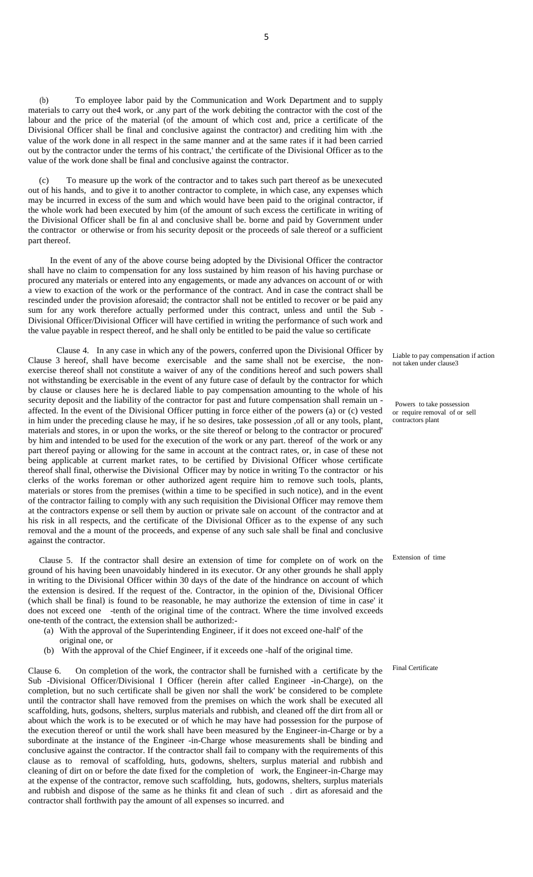(b) To employee labor paid by the Communication and Work Department and to supply materials to carry out the4 work, or .any part of the work debiting the contractor with the cost of the labour and the price of the material (of the amount of which cost and, price a certificate of the Divisional Officer shall be final and conclusive against the contractor) and crediting him with .the value of the work done in all respect in the same manner and at the same rates if it had been carried out by the contractor under the terms of his contract,' the certificate of the Divisional Officer as to the value of the work done shall be final and conclusive against the contractor.

(c) To measure up the work of the contractor and to takes such part thereof as be unexecuted out of his hands, and to give it to another contractor to complete, in which case, any expenses which may be incurred in excess of the sum and which would have been paid to the original contractor, if the whole work had been executed by him (of the amount of such excess the certificate in writing of the Divisional Officer shall be fin al and conclusive shall be. borne and paid by Government under the contractor or otherwise or from his security deposit or the proceeds of sale thereof or a sufficient part thereof.

In the event of any of the above course being adopted by the Divisional Officer the contractor shall have no claim to compensation for any loss sustained by him reason of his having purchase or procured any materials or entered into any engagements, or made any advances on account of or with a view to exaction of the work or the performance of the contract. And in case the contract shall be rescinded under the provision aforesaid; the contractor shall not be entitled to recover or be paid any sum for any work therefore actually performed under this contract, unless and until the Sub - Divisional Officer/Divisional Officer will have certified in writing the performance of such work and the value payable in respect thereof, and he shall only be entitled to be paid the value so certificate

*Liable to pay compensation if action not taken under clause3*

Clause 4. In any case in which any of the powers, conferred upon the Divisional Officer by Clause 3 hereof, shall have become exercisable and the same shall not be exercise, the non-exercise thereof shall not constitute a waiver of any of the conditions hereof and such powers shall not withstanding be exercisable in the event of any future case of default by the contractor for which by clause or clauses here he is declared liable to pay compensation amounting to the whole of his security deposit and the liability of the contractor for past and future compensation shall remain un - affected. In the event of the Divisional Officer putting in force either of the powers (a) or (c) vested in him under the preceding clause he may, if he so desires, take possession ,of all or any tools, plant, materials and stores, in or upon the works, or the site thereof or belong to the contractor or procured' by him and intended to be used for the execution of the work or any part. thereof of the work or any part thereof paying or allowing for the same in account at the contract rates, or, in case of these not being applicable at current market rates, to be certified by Divisional Officer whose certificate thereof shall final, otherwise the Divisional Officer may by notice in writing To the contractor or his clerks of the works foreman or other authorized agent require him to remove such tools, plants, materials or stores from the premises (within a time to be specified in such notice), and in the event of the contractor failing to comply with any such requisition the Divisional Officer may remove them at the contractors expense or sell them by auction or private sale on account of the contractor and at his risk in all respects, and the certificate of the Divisional Officer as to the expense of any such removal and the a mount of the proceeds, and expense of any such sale shall be final and conclusive against the contractor.

*Powers to take possession or require removal of or sell contractors plant*

*Extension of time*

Clause 5. If the contractor shall desire an extension of time for complete on of work on the ground of his having been unavoidably hindered in its executor. Or any other grounds he shall apply in writing to the Divisional Officer within 30 days of the date of the hindrance on account of which the extension is desired. If the request of the. Contractor, in the opinion of the, Divisional Officer (which shall be final) is found to be reasonable, he may authorize the extension of time in case' it does not exceed one -tenth of the original time of the contract. Where the time involved exceeds one-tenth of the contract, the extension shall be authorized:-

(a) With the approval of the Superintending Engineer, if it does not exceed one-half' of the original one, or
(b) With the approval of the Chief Engineer, if it exceeds one -half of the original time.

*Final Certificate*

Clause 6. On completion of the work, the contractor shall be furnished with a certificate by the Sub -Divisional Officer/Divisional I Officer (herein after called Engineer -in-Charge), on the completion, but no such certificate shall be given nor shall the work' be considered to be complete until the contractor shall have removed from the premises on which the work shall be executed all scaffolding, huts, godsons, shelters, surplus materials and rubbish, and cleaned off the dirt from all or about which the work is to be executed or of which he may have had possession for the purpose of the execution thereof or until the work shall have been measured by the Engineer-in-Charge or by a subordinate at the instance of the Engineer -in-Charge whose measurements shall be binding and conclusive against the contractor. If the contractor shall fail to company with the requirements of this clause as to removal of scaffolding, huts, godowns, shelters, surplus material and rubbish and cleaning of dirt on or before the date fixed for the completion of work, the Engineer-in-Charge may at the expense of the contractor, remove such scaffolding, huts, godowns, shelters, surplus materials and rubbish and dispose of the same as he thinks fit and clean of such . dirt as aforesaid and the contractor shall forthwith pay the amount of all expenses so incurred. and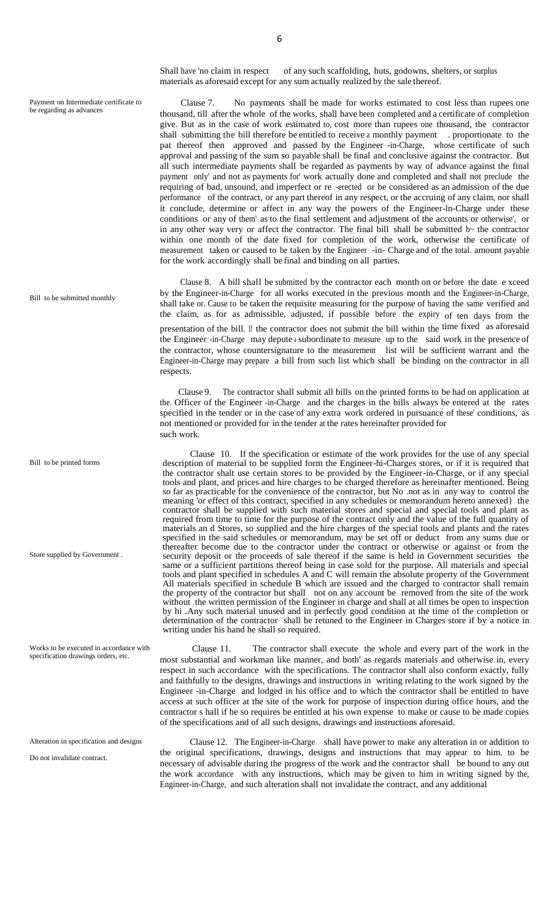Shall have 'no claim in respect of any such scaffolding, huts, godowns, shelters, or surplus materials as aforesaid except for any sum actually realized by the sale thereof.

*Payment on Intermediate certificate to be regarding as advances*

Clause 7. No payments shall be made for works estimated to cost less than rupees one thousand, till after the whole of the works, shall have been completed and a certificate of completion give. But as in the case of work estimated to, cost more than rupees one thousand, the contractor shall submitting the bill therefore be entitled to receive a monthly payment . proportionate to the pat thereof then approved and passed by the Engineer -in-Charge, whose certificate of such approval and passing of the sum so payable shall be final and conclusive against the contractor. But all such intermediate payments shall be regarded as payments by way of advance against the final payment only' and not as payments for' work actually done and completed and shall not preclude the requiring of bad, unsound, and imperfect or re -erected or be considered as an admission of the due performance of the contract, or any part thereof in any respect, or the accruing of any claim, nor shall it conclude, determine or affect in any way the powers of the Engineer-ln-Charge under these conditions or any of them' as to the final settlement and adjustment of the accounts or otherwise', or in any other way very or affect the contractor. The final bill shall be submitted b~ the contractor within one month of the date fixed for completion of the work, otherwise the certificate of measurement taken or caused to be taken by the Engineer -in- Charge and of the total. amount payable for the work accordingly shall be final and binding on all parties.

*Bill to be submitted monthly*

Clause 8. A bill shall be submitted by the contractor each month on or before the date e xceed by the Engineer-in-Charge for all works executed in the previous month and the Engineer-in-Charge, shall take or. Cause to be taken the requisite measuring for the purpose of having the same verified and the claim, as for as admissible, adjusted, if possible before the expiry of ten days from the presentation of the bill. If the contractor does not submit the bill within the time fixed as aforesaid the Engineer -in-Charge may depute a subordinate to measure up to the said work in the presence of the contractor, whose countersignature to the measurement list will be sufficient warrant and the Engineer-in-Charge may prepare a bill from such list which shall be binding on the contractor in all respects.

Clause 9. The contractor shall submit all bills on the printed forms to be had on application at the. Officer of the Engineer -in-Charge and the charges in the bills always be entered at the rates specified in the tender or in the case of any extra work ordered in pursuance of these' conditions, as not mentioned or provided for in the tender at the rates hereinafter provided for such work.

*Bill to be printed forms*

*Store supplied by Government .*

Clause 10. If the specification or estimate of the work provides for the use of any special description of material to be supplied form the Engineer-hi-Charges stores, or if it is required that the contractor shalt use certain stores to be provided by the Engineer-in-Charge, or if any special tools and plant, and prices and hire charges to be charged therefore as hereinafter mentioned. Being so far as practicable for the convenience of the contractor, but No .not as in any way to control the meaning 'or effect of this contract, specified in any schedules or memorandum hereto annexed} the contractor shall be supplied with such material stores and special and special tools and plant as required from time to time for the purpose of the contract only and the value of the full quantity of materials an d Stores, so supplied and the hire charges of the special tools and plants and the rates specified in the said schedules or memorandum, may be set off or deduct from any sums due or thereafter become due to the contractor under the contract or otherwise or against or from the security deposit or the proceeds of sale thereof if the same is held in Government securities the same or a sufficient partitions thereof being in case sold for the purpose. All materials and special tools and plant specified in schedules A and C will remain the absolute property of the Government All materials specified in schedule B which are issued and the charged to contractor shall remain the property of the contractor but shall not on any account be removed from the site of the work without the written permission of the Engineer in charge and shall at all times be open to inspection by hi .Any such material unused and in perfectly good condition at the time of the completion or determination of the contractor shall be retuned to the Engineer in Charges store if by a notice in writing under his hand he shall so required.

*Works to be executed in accordance with specification drawings orders, etc.*

Clause 11. The contractor shall execute the whole and every part of the work in the most substantial and workman like manner, and both' as regards materials and otherwise in, every respect in such accordance with the specifications. The contractor shall also conform exactly, fully and faithfully to the designs, drawings and instructions in writing relating to the work signed by the Engineer -in-Charge and lodged in his office and to which the contractor shall be entitled to have access at such officer at the site of the work for purpose of inspection during office hours, and the contractor s hall if he so requires be entitled at his own expense to make or cause to be made copies of the specifications and of all such designs, drawings and instructions aforesaid.

*Alteration in specification and designs*

*Do not invalidate contract.*

Clause 12. The Engineer-in-Charge shall have power to make any alteration in or addition to the original specifications, drawings, designs and instructions that may appear to him. to be necessary of advisable during the progress of the work and the contractor shall be bound to any out the work accordance with any instructions, which may be given to him in writing signed by the, Engineer-in-Charge, and such alteration shall not invalidate the contract, and any additional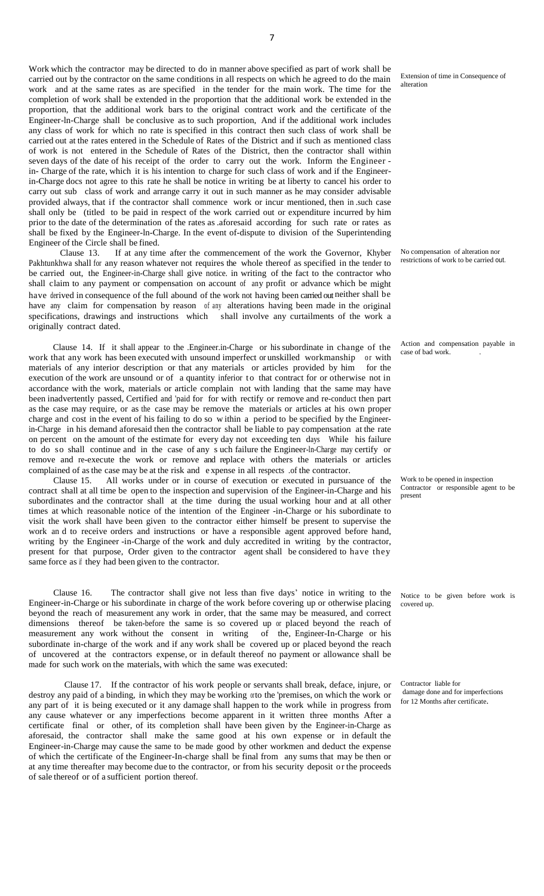Work which the contractor may be directed to do in manner above specified as part of work shall be carried out by the contractor on the same conditions in all respects on which he agreed to do the main work and at the same rates as are specified in the tender for the main work. The time for the completion of work shall be extended in the proportion that the additional work be extended in the proportion, that the additional work bars to the original contract work and the certificate of the Engineer-ln-Charge shall be conclusive as to such proportion, And if the additional work includes any class of work for which no rate is specified in this contract then such class of work shall be carried out at the rates entered in the Schedule of Rates of the District and if such as mentioned class of work is not entered in the Schedule of Rates of the District, then the contractor shall within seven days of the date of his receipt of the order to carry out the work. Inform the Engineer - in- Charge of the rate, which it is his intention to charge for such class of work and if the Engineer-in-Charge docs not agree to this rate he shall be notice in writing be at liberty to cancel his order to carry out sub class of work and arrange carry it out in such manner as he may consider advisable provided always, that if the contractor shall commence work or incur mentioned, then in .such case shall only be (titled to be paid in respect of the work carried out or expenditure incurred by him prior to the date of the determination of the rates as .aforesaid according for such rate or rates as shall be fixed by the Engineer-ln-Charge. In the event of-dispute to division of the Superintending Engineer of the Circle shall be fined.

*Extension of time in Consequence of alteration*

Clause 13. If at any time after the commencement of the work the Governor, Khyber Pakhtunkhwa shall for any reason whatever not requires the whole thereof as specified in the tender to be carried out, the Engineer-in-Charge shall give notice. in writing of the fact to the contractor who shall claim to any payment or compensation on account of any profit or advance which be might have derived in consequence of the full abound of the work not having been carried out neither shall be have any claim for compensation by reason of any alterations having been made in the original specifications, drawings and instructions which shall involve any curtailments of the work a originally contract dated.

*No compensation of alteration nor restrictions of work to be carried out.*

Clause 14. If it shall appear to the .Engineer.in-Charge or his subordinate in change of the work that any work has been executed with unsound imperfect or unskilled workmanship or with materials of any interior description or that any materials or articles provided by him for the execution of the work are unsound or of a quantity inferior to that contract for or otherwise not in accordance with the work, materials or article complain not with landing that the same may have been inadvertently passed, Certified and 'paid for for with rectify or remove and re-conduct then part as the case may require, or as the case may be remove the materials or articles at his own proper charge and cost in the event of his failing to do so within a period to be specified by the Engineer-in-Charge in his demand aforesaid then the contractor shall be liable to pay compensation at the rate on percent on the amount of the estimate for every day not exceeding ten days While his failure to do so shall continue and in the case of any such failure the Engineer-ln-Charge may certify or remove and re-execute the work or remove and replace with others the materials or articles complained of as the case may be at the risk and expense in all respects .of the contractor.

*Action and compensation payable in case of bad work.*

Clause 15. All works under or in course of execution or executed in pursuance of the contract shall at all time be open to the inspection and supervision of the Engineer-in-Charge and his subordinates and the contractor shall at the time during the usual working hour and at all other times at which reasonable notice of the intention of the Engineer -in-Charge or his subordinate to visit the work shall have been given to the contractor either himself be present to supervise the work an d to receive orders and instructions or have a responsible agent approved before hand, writing by the Engineer -in-Charge of the work and duly accredited in writing by the contractor, present for that purpose, Order given to the contractor agent shall be considered to have they same force as if they had been given to the contractor.

*Work to be opened in inspection Contractor or responsible agent to be present*

Clause 16. The contractor shall give not less than five days' notice in writing to the Engineer-in-Charge or his subordinate in charge of the work before covering up or otherwise placing beyond the reach of measurement any work in order, that the same may be measured, and correct dimensions thereof be taken-before the same is so covered up or placed beyond the reach of measurement any work without the consent in writing of the, Engineer-In-Charge or his subordinate in-charge of the work and if any work shall be covered up or placed beyond the reach of uncovered at the contractors expense, or in default thereof no payment or allowance shall be made for such work on the materials, with which the same was executed:

*Notice to be given before work is covered up.*

Clause 17. If the contractor of his work people or servants shall break, deface, injure, or destroy any paid of a binding, in which they may be working orto the 'premises, on which the work or any part of it is being executed or it any damage shall happen to the work while in progress from any cause whatever or any imperfections become apparent in it written three months After a certificate final or other, of its completion shall have been given by the Engineer-in-Charge as aforesaid, the contractor shall make the same good at his own expense or in default the Engineer-in-Charge may cause the same to be made good by other workmen and deduct the expense of which the certificate of the Engineer-In-charge shall be final from any sums that may be then or at any time thereafter may become due to the contractor, or from his security deposit or the proceeds of sale thereof or of a sufficient portion thereof.

*Contractor liable for damage done and for imperfections for 12 Months after certificate.*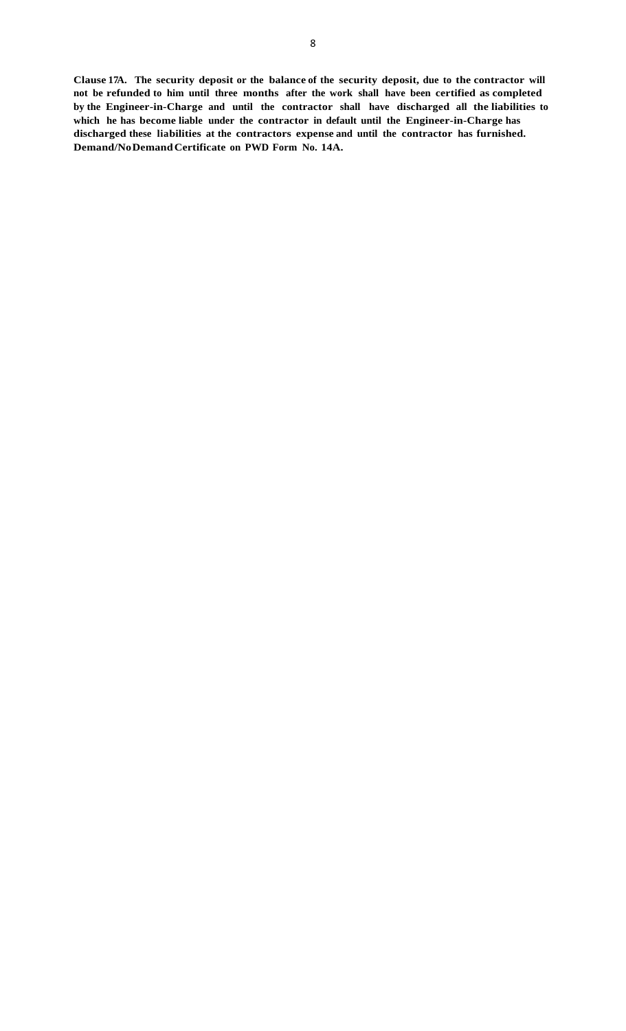**Clause 17A. The security deposit or the balance of the security deposit, due to the contractor will not be refunded to him until three months after the work shall have been certified as completed by the Engineer-in-Charge and until the contractor shall have discharged all the liabilities to which he has become liable under the contractor in default until the Engineer-in-Charge has discharged these liabilities at the contractors expense and until the contractor has furnished. Demand/No Demand Certificate on PWD Form No. 14A.**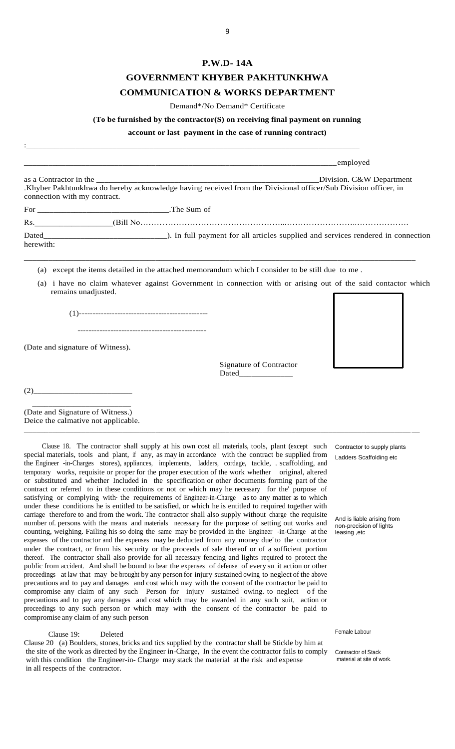**P.W.D- 14A**

**GOVERNMENT KHYBER PAKHTUNKHWA**

**COMMUNICATION & WORKS DEPARTMENT**

Demand*/No Demand* Certificate

**(To be furnished by the contractor(S) on receiving final payment on running account or last payment in the case of running contract)**

:______________________________________________________________________________

______________________________________________________________________________employed

as a Contractor in the ______________________________________________________Division. C&W Department .Khyber Pakhtunkhwa do hereby acknowledge having received from the Divisional officer/Sub Division officer, in connection with my contract.

For ________________________________.The Sum of

Rs.__________________(Bill No………………………………………………...……………………..………………

Dated______________________________). In full payment for all articles supplied and services rendered in connection herewith:

______________________________________________________________________________

(a) except the items detailed in the attached memorandum which I consider to be still due to me .

(a) i have no claim whatever against Government in connection with or arising out of the said contactor which remains unadjusted.

(1)-----------------------------------------------

-----------------------------------------------

(Date and signature of Witness).

Signature of Contractor
Dated_____________

(2)________________________

________________________

(Date and Signature of Witness.)
Deice the calmative not applicable.

______________________________________________________________________________

Clause 18. The contractor shall supply at his own cost all materials, tools, plant (except such special materials, tools and plant, if any, as may in accordance with the contract be supplied from the Engineer -in-Charges stores), appliances, implements, ladders, cordage, tackle, . scaffolding, and temporary works, requisite or proper for the proper execution of the work whether original, altered or substituted and whether Included in the specification or other documents forming part of the contract or referred to in these conditions or not or which may he necessary for the' purpose of satisfying or complying with· the requirements of Engineer-in-Charge as to any matter as to which under these conditions he is entitled to be satisfied, or which he is entitled to required together with carriage therefore to and from the work. The contractor shall also supply without charge the requisite number of. persons with the means and materials necessary for the purpose of setting out works and counting, weighing. Failing his so doing the same may be provided in the Engineer -in-Charge at the expenses of the contractor and the expenses may be deducted from any money due' to the contractor under the contract, or from his security or the proceeds of sale thereof or of a sufficient portion thereof. The contractor shall also provide for all necessary fencing and lights required to protect the public from accident. And shall be bound to bear the expenses of defense of every su it action or other proceedings at law that may be brought by any person for injury sustained owing to neglect of the above precautions and to pay and damages and cost which may with the consent of the contractor be paid to compromise any claim of any such Person for injury sustained owing. to neglect of the precautions and to pay any damages and cost which may be awarded in any such suit, action or proceedings to any such person or which may with the consent of the contractor be paid to compromise any claim of any such person

*Contractor to supply plants Ladders Scaffolding etc*

*And is liable arising from non-precision of lights leasing ,etc*

Clause 19: Deleted

*Female Labour*

Clause 20 (a) Boulders, stones, bricks and tics supplied by the contractor shall be Stickle by him at the site of the work as directed by the Engineer in-Charge, In the event the contractor fails to comply with this condition the Engineer-in- Charge may stack the material at the risk and expense in all respects of the contractor.

*Contractor of Stack material at site of work.*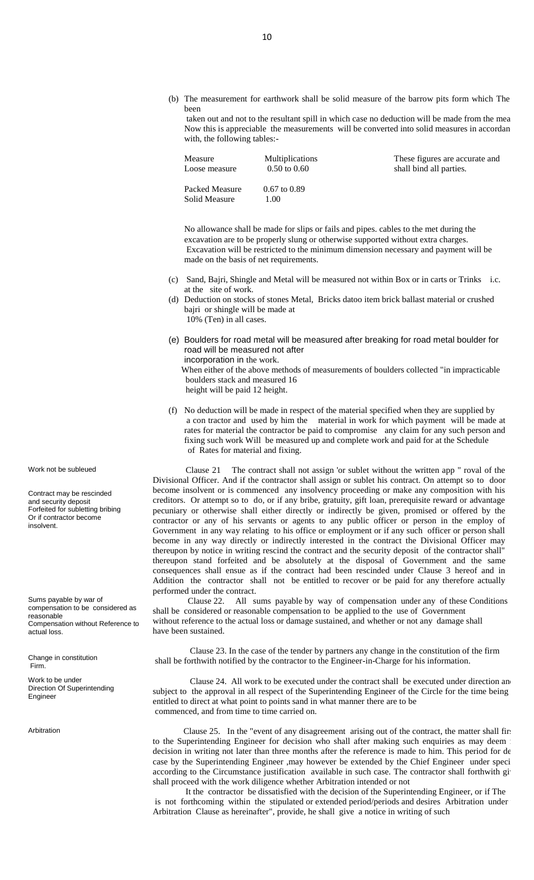(b) The measurement for earthwork shall be solid measure of the barrow pits form which The been
taken out and not to the resultant spill in which case no deduction will be made from the mea Now this is appreciable the measurements will be converted into solid measures in accordan with, the following tables:-

| Measure | Multiplications | These figures are accurate and shall bind all parties. |
|---|---|---|
| Loose measure | 0.50 to 0.60 | |
| Packed Measure | 0.67 to 0.89 | |
| Solid Measure | 1.00 | |

No allowance shall be made for slips or fails and pipes. cables to the met during the excavation are to be properly slung or otherwise supported without extra charges. Excavation will be restricted to the minimum dimension necessary and payment will be made on the basis of net requirements.

(c) Sand, Bajri, Shingle and Metal will be measured not within Box or in carts or Trinks i.c. at the site of work.

(d) Deduction on stocks of stones Metal, Bricks datoo item brick ballast material or crushed bajri or shingle will be made at 10% (Ten) in all cases.

(e) Boulders for road metal will be measured after breaking for road metal boulder for road will be measured not after incorporation in the work.
When either of the above methods of measurements of boulders collected "in impracticable boulders stack and measured 16 height will be paid 12 height.

(f) No deduction will be made in respect of the material specified when they are supplied by a con tractor and used by him the material in work for which payment will be made at rates for material the contractor be paid to compromise any claim for any such person and fixing such work Will be measured up and complete work and paid for at the Schedule of Rates for material and fixing.

*Work not be subleued*

*Contract may be rescinded and security deposit Forfeited for subletting bribing Or if contractor become insolvent.*

Clause 21 The contract shall not assign 'or sublet without the written app " roval of the Divisional Officer. And if the contractor shall assign or sublet his contract. On attempt so to door become insolvent or is commenced any insolvency proceeding or make any composition with his creditors. Or attempt so to do, or if any bribe, gratuity, gift loan, prerequisite reward or advantage pecuniary or otherwise shall either directly or indirectly be given, promised or offered by the contractor or any of his servants or agents to any public officer or person in the employ of Government in any way relating to his office or employment or if any such officer or person shall become in any way directly or indirectly interested in the contract the Divisional Officer may thereupon by notice in writing rescind the contract and the security deposit of the contractor shall" thereupon stand forfeited and be absolutely at the disposal of Government and the same consequences shall ensue as if the contract had been rescinded under Clause 3 hereof and in Addition the contractor shall not be entitled to recover or be paid for any therefore actually performed under the contract.

*Sums payable by war of compensation to be considered as reasonable Compensation without Reference to actual loss.*

Clause 22. All sums payable by way of compensation under any of these Conditions shall be considered or reasonable compensation to be applied to the use of Government without reference to the actual loss or damage sustained, and whether or not any damage shall have been sustained.

*Change in constitution Firm.*

Clause 23. In the case of the tender by partners any change in the constitution of the firm shall be forthwith notified by the contractor to the Engineer-in-Charge for his information.

*Work to be under Direction Of Superintending Engineer*

Clause 24. All work to be executed under the contract shall be executed under direction an subject to the approval in all respect of the Superintending Engineer of the Circle for the time being entitled to direct at what point to points sand in what manner there are to be commenced, and from time to time carried on.

*Arbitration*

Clause 25. In the "event of any disagreement arising out of the contract, the matter shall fir to the Superintending Engineer for decision who shall after making such enquiries as may deem decision in writing not later than three months after the reference is made to him. This period for de case by the Superintending Engineer ,may however be extended by the Chief Engineer under speci according to the Circumstance justification available in such case. The contractor shall forthwith gi shall proceed with the work diligence whether Arbitration intended or not

It the contractor be dissatisfied with the decision of the Superintending Engineer, or if The is not forthcoming within the stipulated or extended period/periods and desires Arbitration under Arbitration Clause as hereinafter", provide, he shall give a notice in writing of such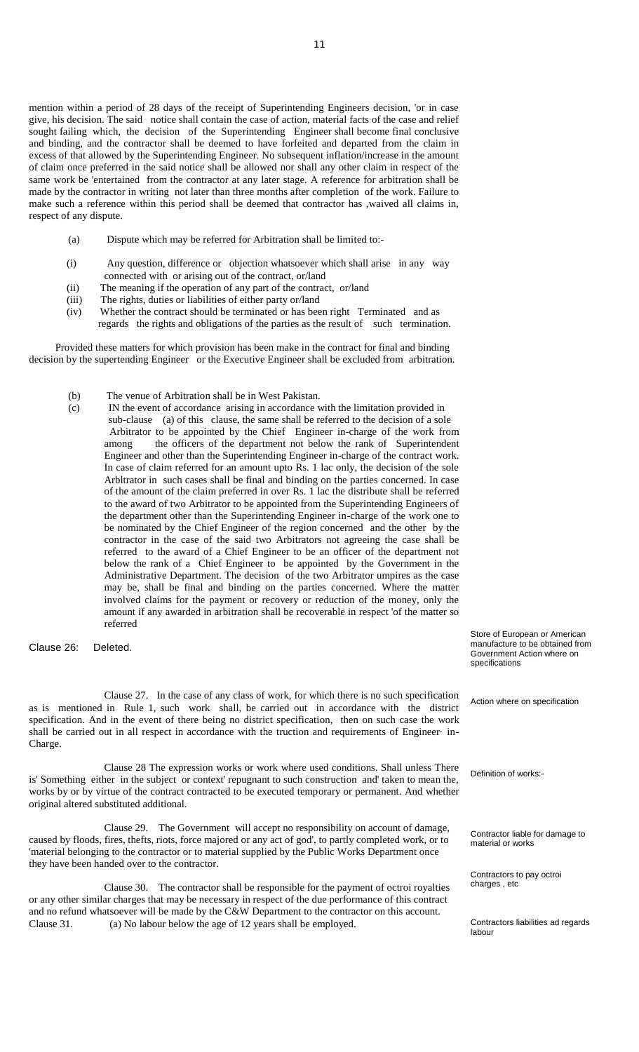mention within a period of 28 days of the receipt of Superintending Engineers decision, 'or in case give, his decision. The said notice shall contain the case of action, material facts of the case and relief sought failing which, the decision of the Superintending Engineer shall become final conclusive and binding, and the contractor shall be deemed to have forfeited and departed from the claim in excess of that allowed by the Superintending Engineer. No subsequent inflation/increase in the amount of claim once preferred in the said notice shall be allowed nor shall any other claim in respect of the same work be 'entertained from the contractor at any later stage. A reference for arbitration shall be made by the contractor in writing not later than three months after completion of the work. Failure to make such a reference within this period shall be deemed that contractor has ,waived all claims in, respect of any dispute.

(a) Dispute which may be referred for Arbitration shall be limited to:-

(i) Any question, difference or objection whatsoever which shall arise in any way connected with or arising out of the contract, or/land
(ii) The meaning if the operation of any part of the contract, or/land
(iii) The rights, duties or liabilities of either party or/land
(iv) Whether the contract should be terminated or has been right Terminated and as regards the rights and obligations of the parties as the result of such termination.

Provided these matters for which provision has been make in the contract for final and binding decision by the supertending Engineer or the Executive Engineer shall be excluded from arbitration.

(b) The venue of Arbitration shall be in West Pakistan.
(c) IN the event of accordance arising in accordance with the limitation provided in sub-clause (a) of this clause, the same shall be referred to the decision of a sole Arbitrator to be appointed by the Chief Engineer in-charge of the work from among the officers of the department not below the rank of Superintendent Engineer and other than the Superintending Engineer in-charge of the contract work. In case of claim referred for an amount upto Rs. 1 lac only, the decision of the sole Arbltrator in such cases shall be final and binding on the parties concerned. In case of the amount of the claim preferred in over Rs. 1 lac the distribute shall be referred to the award of two Arbitrator to be appointed from the Superintending Engineers of the department other than the Superintending Engineer in-charge of the work one to be nominated by the Chief Engineer of the region concerned and the other by the contractor in the case of the said two Arbitrators not agreeing the case shall be referred to the award of a Chief Engineer to be an officer of the department not below the rank of a Chief Engineer to be appointed by the Government in the Administrative Department. The decision of the two Arbitrator umpires as the case may be, shall be final and binding on the parties concerned. Where the matter involved claims for the payment or recovery or reduction of the money, only the amount if any awarded in arbitration shall be recoverable in respect 'of the matter so referred

Clause 26: Deleted.

*Store of European or American manufacture to be obtained from Government Action where on specifications*

Clause 27. In the case of any class of work, for which there is no such specification as is mentioned in Rule 1, such work shall, be carried out in accordance with the district specification. And in the event of there being no district specification, then on such case the work shall be carried out in all respect in accordance with the truction and requirements of Engineer· in-Charge.

*Action where on specification*

Clause 28 The expression works or work where used conditions. Shall unless There is' Something either in the subject or context' repugnant to such construction and' taken to mean the, works by or by virtue of the contract contracted to be executed temporary or permanent. And whether original altered substituted additional.

*Definition of works:-*

Clause 29. The Government will accept no responsibility on account of damage, caused by floods, fires, thefts, riots, force majored or any act of god', to partly completed work, or to 'material belonging to the contractor or to material supplied by the Public Works Department once they have been handed over to the contractor.

*Contractor liable for damage to material or works*

Clause 30. The contractor shall be responsible for the payment of octroi royalties or any other similar charges that may be necessary in respect of the due performance of this contract and no refund whatsoever will be made by the C&W Department to the contractor on this account.

*Contractors to pay octroi charges , etc*

Clause 31. (a) No labour below the age of 12 years shall be employed.

*Contractors liabilities ad regards labour*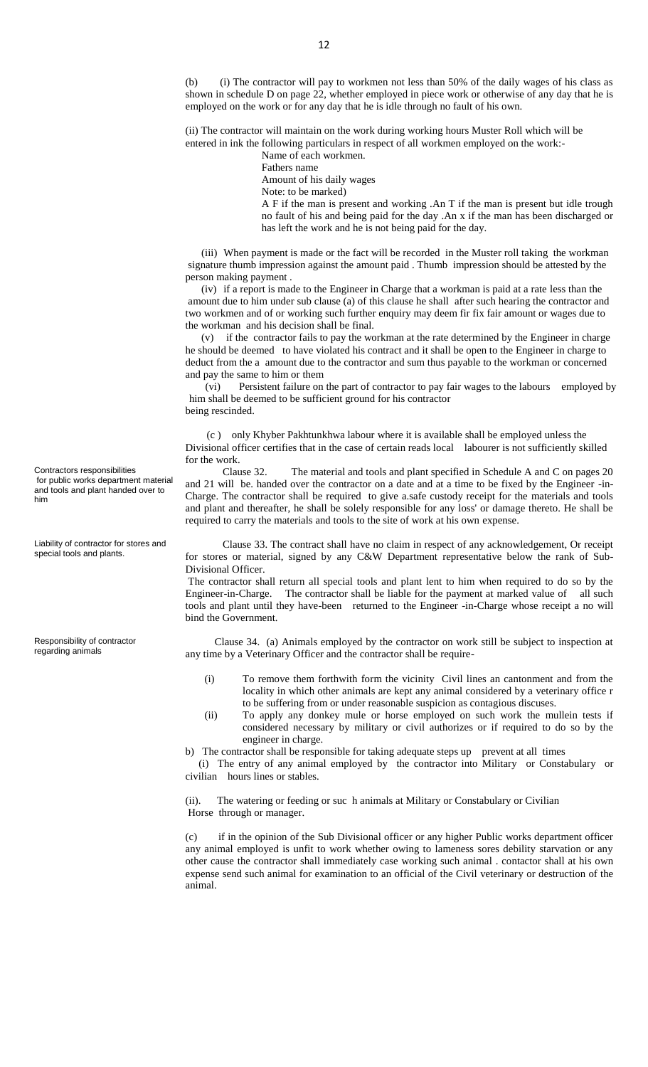(b) (i) The contractor will pay to workmen not less than 50% of the daily wages of his class as shown in schedule D on page 22, whether employed in piece work or otherwise of any day that he is employed on the work or for any day that he is idle through no fault of his own.

(ii) The contractor will maintain on the work during working hours Muster Roll which will be entered in ink the following particulars in respect of all workmen employed on the work:-

Name of each workmen.
Fathers name
Amount of his daily wages
Note: to be marked)
A F if the man is present and working .An T if the man is present but idle trough no fault of his and being paid for the day .An x if the man has been discharged or has left the work and he is not being paid for the day.

(iii) When payment is made or the fact will be recorded in the Muster roll taking the workman signature thumb impression against the amount paid . Thumb impression should be attested by the person making payment .

(iv) if a report is made to the Engineer in Charge that a workman is paid at a rate less than the amount due to him under sub clause (a) of this clause he shall after such hearing the contractor and two workmen and of or working such further enquiry may deem fir fix fair amount or wages due to the workman and his decision shall be final.

(v) if the contractor fails to pay the workman at the rate determined by the Engineer in charge he should be deemed to have violated his contract and it shall be open to the Engineer in charge to deduct from the a amount due to the contractor and sum thus payable to the workman or concerned and pay the same to him or them

(vi) Persistent failure on the part of contractor to pay fair wages to the labours employed by him shall be deemed to be sufficient ground for his contractor being rescinded.

(c ) only Khyber Pakhtunkhwa labour where it is available shall be employed unless the Divisional officer certifies that in the case of certain reads local labourer is not sufficiently skilled for the work.

*Contractors responsibilities for public works department material and tools and plant handed over to him*

Clause 32. The material and tools and plant specified in Schedule A and C on pages 20 and 21 will be. handed over the contractor on a date and at a time to be fixed by the Engineer -in-Charge. The contractor shall be required to give a.safe custody receipt for the materials and tools and plant and thereafter, he shall be solely responsible for any loss' or damage thereto. He shall be required to carry the materials and tools to the site of work at his own expense.

*Liability of contractor for stores and special tools and plants.*

Clause 33. The contract shall have no claim in respect of any acknowledgement, Or receipt for stores or material, signed by any C&W Department representative below the rank of Sub-Divisional Officer.

The contractor shall return all special tools and plant lent to him when required to do so by the Engineer-in-Charge. The contractor shall be liable for the payment at marked value of all such tools and plant until they have-been returned to the Engineer -in-Charge whose receipt a no will bind the Government.

*Responsibility of contractor regarding animals*

Clause 34. (a) Animals employed by the contractor on work still be subject to inspection at any time by a Veterinary Officer and the contractor shall be require-

(i) To remove them forthwith form the vicinity Civil lines an cantonment and from the locality in which other animals are kept any animal considered by a veterinary office r to be suffering from or under reasonable suspicion as contagious discuses.

(ii) To apply any donkey mule or horse employed on such work the mullein tests if considered necessary by military or civil authorizes or if required to do so by the engineer in charge.

b) The contractor shall be responsible for taking adequate steps up prevent at all times

(i) The entry of any animal employed by the contractor into Military or Constabulary or civilian hours lines or stables.

(ii). The watering or feeding or suc h animals at Military or Constabulary or Civilian Horse through or manager.

(c) if in the opinion of the Sub Divisional officer or any higher Public works department officer any animal employed is unfit to work whether owing to lameness sores debility starvation or any other cause the contractor shall immediately case working such animal . contactor shall at his own expense send such animal for examination to an official of the Civil veterinary or destruction of the animal.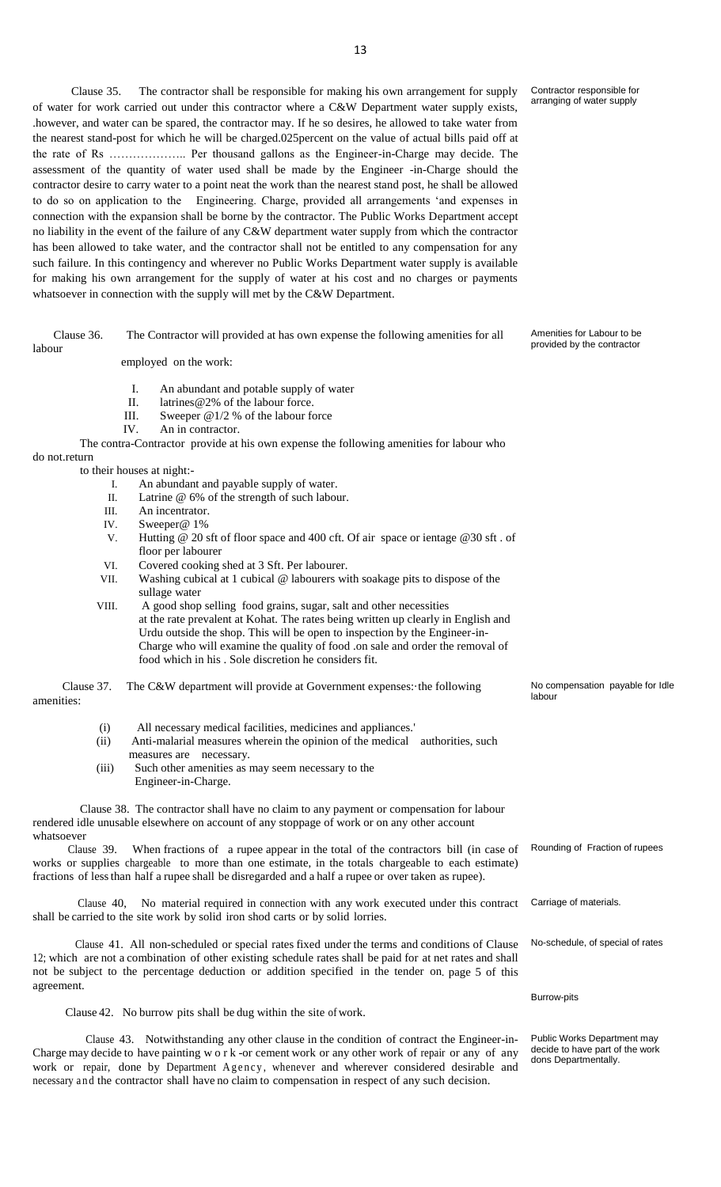Clause 35. The contractor shall be responsible for making his own arrangement for supply of water for work carried out under this contractor where a C&W Department water supply exists, .however, and water can be spared, the contractor may. If he so desires, he allowed to take water from the nearest stand-post for which he will be charged.025percent on the value of actual bills paid off at the rate of Rs ……………….. Per thousand gallons as the Engineer-in-Charge may decide. The assessment of the quantity of water used shall be made by the Engineer -in-Charge should the contractor desire to carry water to a point neat the work than the nearest stand post, he shall be allowed to do so on application to the Engineering. Charge, provided all arrangements 'and expenses in connection with the expansion shall be borne by the contractor. The Public Works Department accept no liability in the event of the failure of any C&W department water supply from which the contractor has been allowed to take water, and the contractor shall not be entitled to any compensation for any such failure. In this contingency and wherever no Public Works Department water supply is available for making his own arrangement for the supply of water at his cost and no charges or payments whatsoever in connection with the supply will met by the C&W Department.

*Contractor responsible for arranging of water supply*

Clause 36. The Contractor will provided at has own expense the following amenities for all labour employed on the work:

*Amenities for Labour to be provided by the contractor*

I. An abundant and potable supply of water
II. latrines@2% of the labour force.
III. Sweeper @1/2 % of the labour force
IV. An in contractor.

The contra-Contractor provide at his own expense the following amenities for labour who do not.return to their houses at night:-

I. An abundant and payable supply of water.
II. Latrine @ 6% of the strength of such labour.
III. An incentrator.
IV. Sweeper@ 1%
V. Hutting @ 20 sft of floor space and 400 cft. Of air space or ientage @30 sft . of floor per labourer
VI. Covered cooking shed at 3 Sft. Per labourer.
VII. Washing cubical at 1 cubical @ labourers with soakage pits to dispose of the sullage water
VIII. A good shop selling food grains, sugar, salt and other necessities at the rate prevalent at Kohat. The rates being written up clearly in English and Urdu outside the shop. This will be open to inspection by the Engineer-in-Charge who will examine the quality of food .on sale and order the removal of food which in his . Sole discretion he considers fit.

Clause 37. The C&W department will provide at Government expenses: the following amenities:

*No compensation payable for Idle labour*

(i) All necessary medical facilities, medicines and appliances.'
(ii) Anti-malarial measures wherein the opinion of the medical authorities, such measures are necessary.
(iii) Such other amenities as may seem necessary to the Engineer-in-Charge.

Clause 38. The contractor shall have no claim to any payment or compensation for labour rendered idle unusable elsewhere on account of any stoppage of work or on any other account whatsoever

Clause 39. When fractions of a rupee appear in the total of the contractors bill (in case of works or supplies chargeable to more than one estimate, in the totals chargeable to each estimate) fractions of less than half a rupee shall be disregarded and a half a rupee or over taken as rupee).

*Rounding of Fraction of rupees*

Clause 40, No material required in connection with any work executed under this contract shall be carried to the site work by solid iron shod carts or by solid lorries.

*Carriage of materials.*

Clause 41. All non-scheduled or special rates fixed under the terms and conditions of Clause 12; which are not a combination of other existing schedule rates shall be paid for at net rates and shall not be subject to the percentage deduction or addition specified in the tender on. page 5 of this agreement.

*No-schedule, of special of rates*

*Burrow-pits*

Clause 42. No burrow pits shall be dug within the site of work.

Clause 43. Notwithstanding any other clause in the condition of contract the Engineer-in-Charge may decide to have painting w o r k -or cement work or any other work of repair or any of any work or repair, done by Department Agency, whenever and wherever considered desirable and necessary and the contractor shall have no claim to compensation in respect of any such decision.

*Public Works Department may decide to have part of the work dons Departmentally.*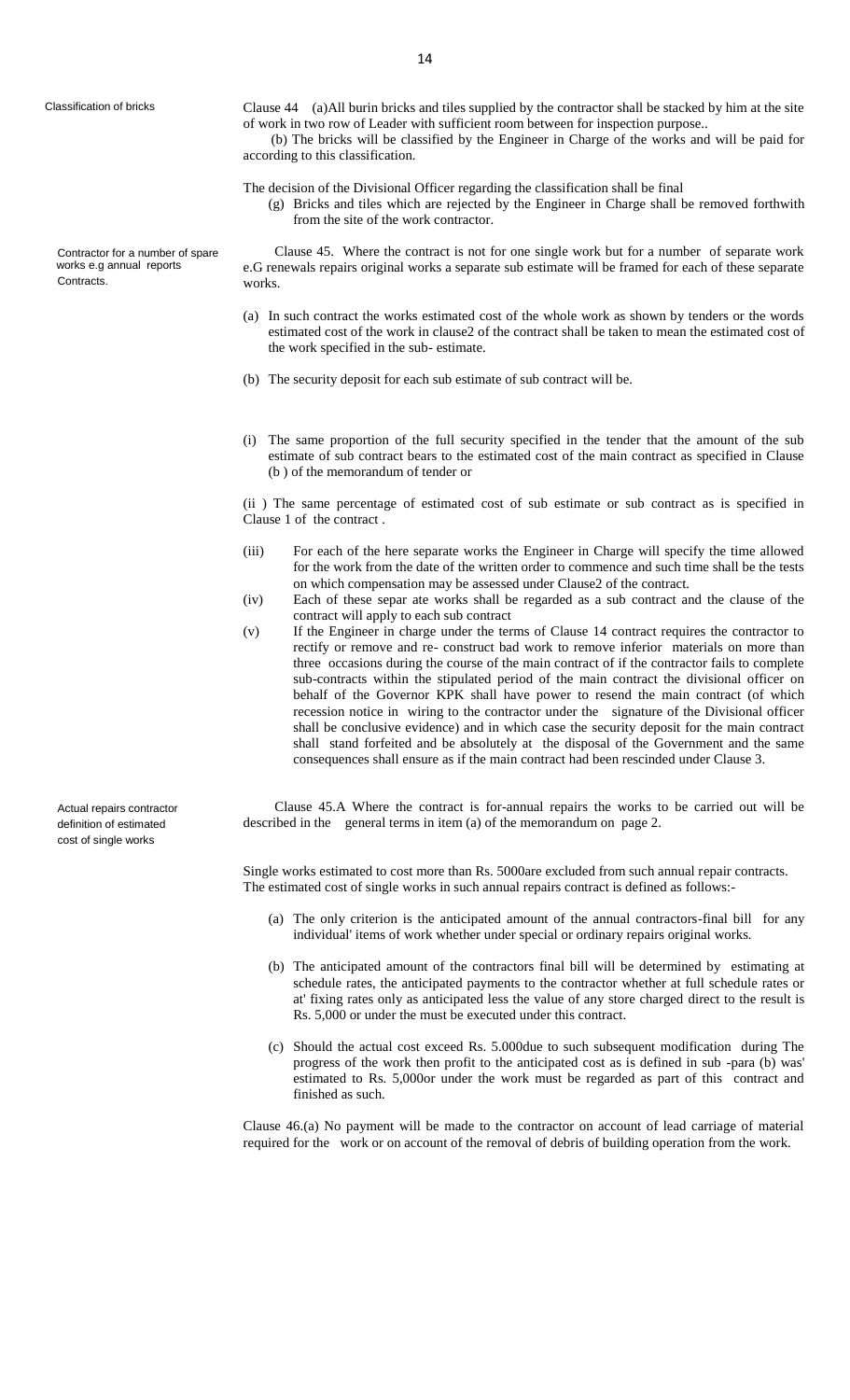**Classification of bricks**

Clause 44 (a)All burin bricks and tiles supplied by the contractor shall be stacked by him at the site of work in two row of Leader with sufficient room between for inspection purpose..

(b) The bricks will be classified by the Engineer in Charge of the works and will be paid for according to this classification.

The decision of the Divisional Officer regarding the classification shall be final

(g) Bricks and tiles which are rejected by the Engineer in Charge shall be removed forthwith from the site of the work contractor.

**Contractor for a number of spare works e.g annual reports Contracts.**

Clause 45. Where the contract is not for one single work but for a number of separate work e.G renewals repairs original works a separate sub estimate will be framed for each of these separate works.

(a) In such contract the works estimated cost of the whole work as shown by tenders or the words estimated cost of the work in clause2 of the contract shall be taken to mean the estimated cost of the work specified in the sub- estimate.

(b) The security deposit for each sub estimate of sub contract will be.

(i) The same proportion of the full security specified in the tender that the amount of the sub estimate of sub contract bears to the estimated cost of the main contract as specified in Clause (b ) of the memorandum of tender or

(ii ) The same percentage of estimated cost of sub estimate or sub contract as is specified in Clause 1 of the contract .

(iii) For each of the here separate works the Engineer in Charge will specify the time allowed for the work from the date of the written order to commence and such time shall be the tests on which compensation may be assessed under Clause2 of the contract.

(iv) Each of these separ ate works shall be regarded as a sub contract and the clause of the contract will apply to each sub contract

(v) If the Engineer in charge under the terms of Clause 14 contract requires the contractor to rectify or remove and re- construct bad work to remove inferior materials on more than three occasions during the course of the main contract of if the contractor fails to complete sub-contracts within the stipulated period of the main contract the divisional officer on behalf of the Governor KPK shall have power to resend the main contract (of which recession notice in wiring to the contractor under the signature of the Divisional officer shall be conclusive evidence) and in which case the security deposit for the main contract shall stand forfeited and be absolutely at the disposal of the Government and the same consequences shall ensure as if the main contract had been rescinded under Clause 3.

**Actual repairs contractor definition of estimated cost of single works**

Clause 45.A Where the contract is for-annual repairs the works to be carried out will be described in the general terms in item (a) of the memorandum on page 2.

Single works estimated to cost more than Rs. 5000are excluded from such annual repair contracts. The estimated cost of single works in such annual repairs contract is defined as follows:-

(a) The only criterion is the anticipated amount of the annual contractors-final bill for any individual' items of work whether under special or ordinary repairs original works.

(b) The anticipated amount of the contractors final bill will be determined by estimating at schedule rates, the anticipated payments to the contractor whether at full schedule rates or at' fixing rates only as anticipated less the value of any store charged direct to the result is Rs. 5,000 or under the must be executed under this contract.

(c) Should the actual cost exceed Rs. 5.000due to such subsequent modification during The progress of the work then profit to the anticipated cost as is defined in sub -para (b) was' estimated to Rs. 5,000or under the work must be regarded as part of this contract and finished as such.

Clause 46.(a) No payment will be made to the contractor on account of lead carriage of material required for the work or on account of the removal of debris of building operation from the work.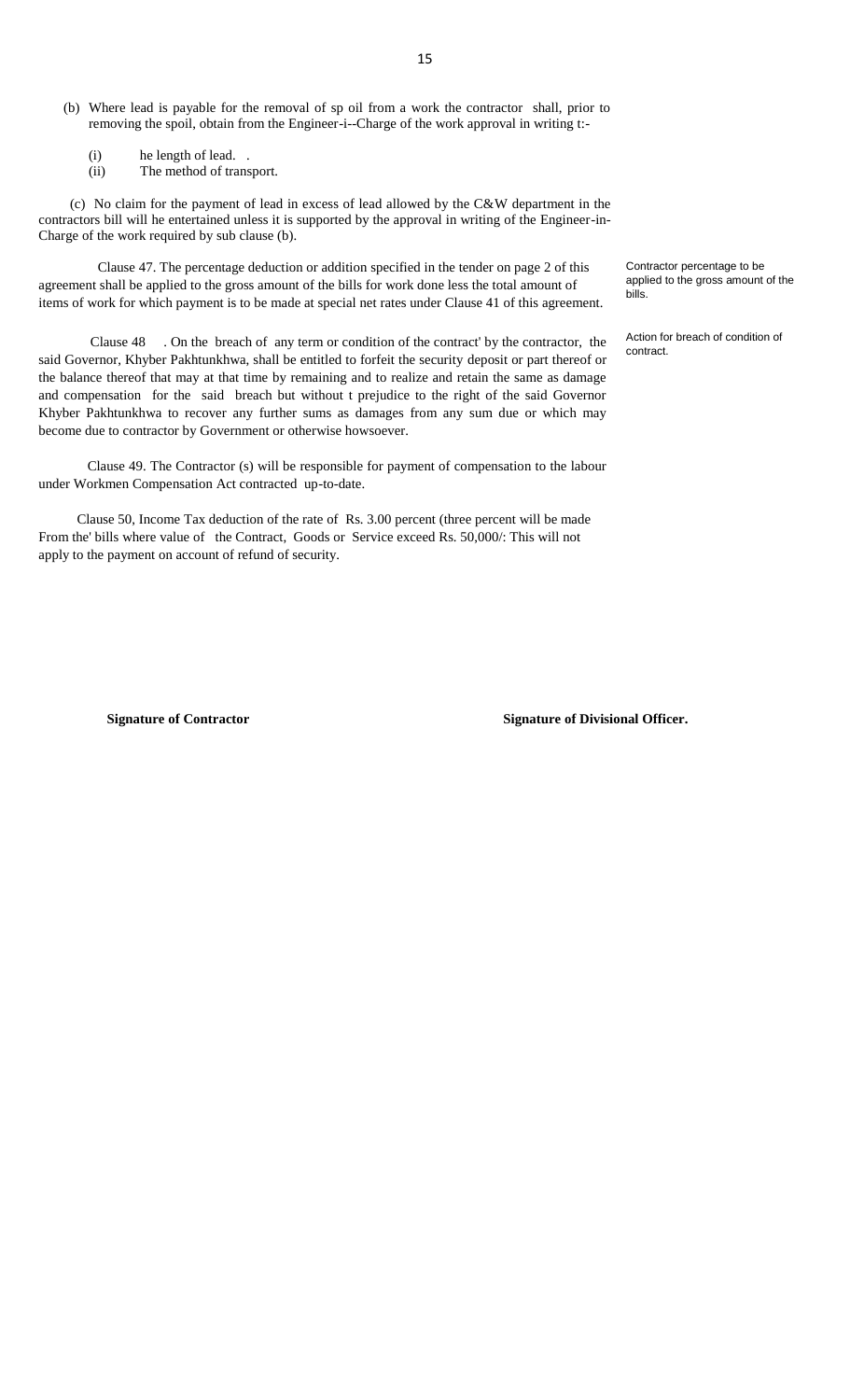(b) Where lead is payable for the removal of sp oil from a work the contractor shall, prior to removing the spoil, obtain from the Engineer-i--Charge of the work approval in writing t:-

(i) he length of lead. .
(ii) The method of transport.

(c) No claim for the payment of lead in excess of lead allowed by the C&W department in the contractors bill will he entertained unless it is supported by the approval in writing of the Engineer-in-Charge of the work required by sub clause (b).

Clause 47. The percentage deduction or addition specified in the tender on page 2 of this agreement shall be applied to the gross amount of the bills for work done less the total amount of items of work for which payment is to be made at special net rates under Clause 41 of this agreement.

*Contractor percentage to be applied to the gross amount of the bills.*

Clause 48 . On the breach of any term or condition of the contract' by the contractor, the said Governor, Khyber Pakhtunkhwa, shall be entitled to forfeit the security deposit or part thereof or the balance thereof that may at that time by remaining and to realize and retain the same as damage and compensation for the said breach but without t prejudice to the right of the said Governor Khyber Pakhtunkhwa to recover any further sums as damages from any sum due or which may become due to contractor by Government or otherwise howsoever.

*Action for breach of condition of contract.*

Clause 49. The Contractor (s) will be responsible for payment of compensation to the labour under Workmen Compensation Act contracted up-to-date.

Clause 50, Income Tax deduction of the rate of Rs. 3.00 percent (three percent will be made From the' bills where value of the Contract, Goods or Service exceed Rs. 50,000/: This will not apply to the payment on account of refund of security.

**Signature of Contractor** **Signature of Divisional Officer.**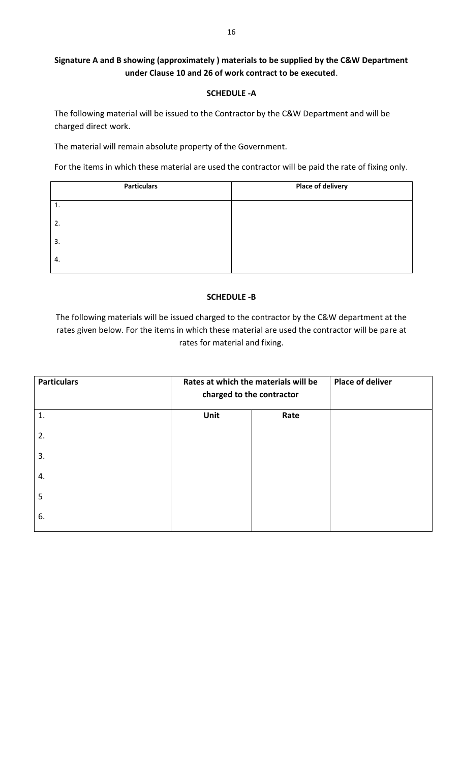**Signature A and B showing (approximately ) materials to be supplied by the C&W Department under Clause 10 and 26 of work contract to be executed**.

**SCHEDULE -A**

The following material will be issued to the Contractor by the C&W Department and will be charged direct work.

The material will remain absolute property of the Government.

For the items in which these material are used the contractor will be paid the rate of fixing only.

| Particulars | Place of delivery |
|---|---|
| 1. | |
| 2. | |
| 3. | |
| 4. | |

**SCHEDULE -B**

The following materials will be issued charged to the contractor by the C&W department at the rates given below. For the items in which these material are used the contractor will be pare at rates for material and fixing.

| Particulars | Rates at which the materials will be charged to the contractor | | Place of deliver |
|---|---|---|---|
| 1. | **Unit** | **Rate** | |
| 2. | | | |
| 3. | | | |
| 4. | | | |
| 5 | | | |
| 6. | | | |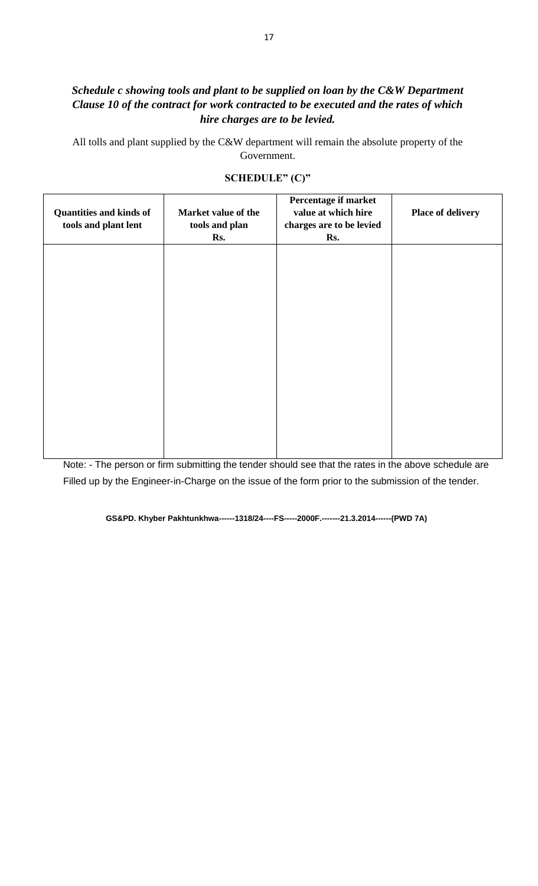***Schedule c showing tools and plant to be supplied on loan by the C&W Department Clause 10 of the contract for work contracted to be executed and the rates of which hire charges are to be levied.***

All tolls and plant supplied by the C&W department will remain the absolute property of the Government.

**SCHEDULE" (C)"**

| **Quantities and kinds of tools and plant lent** | **Market value of the tools and plan Rs.** | **Percentage if market value at which hire charges are to be levied Rs.** | **Place of delivery** |
|---|---|---|---|
| | | | |

Note: - The person or firm submitting the tender should see that the rates in the above schedule are Filled up by the Engineer-in-Charge on the issue of the form prior to the submission of the tender.

**GS&PD. Khyber Pakhtunkhwa------1318/24----FS-----2000F.-------21.3.2014------(PWD 7A)**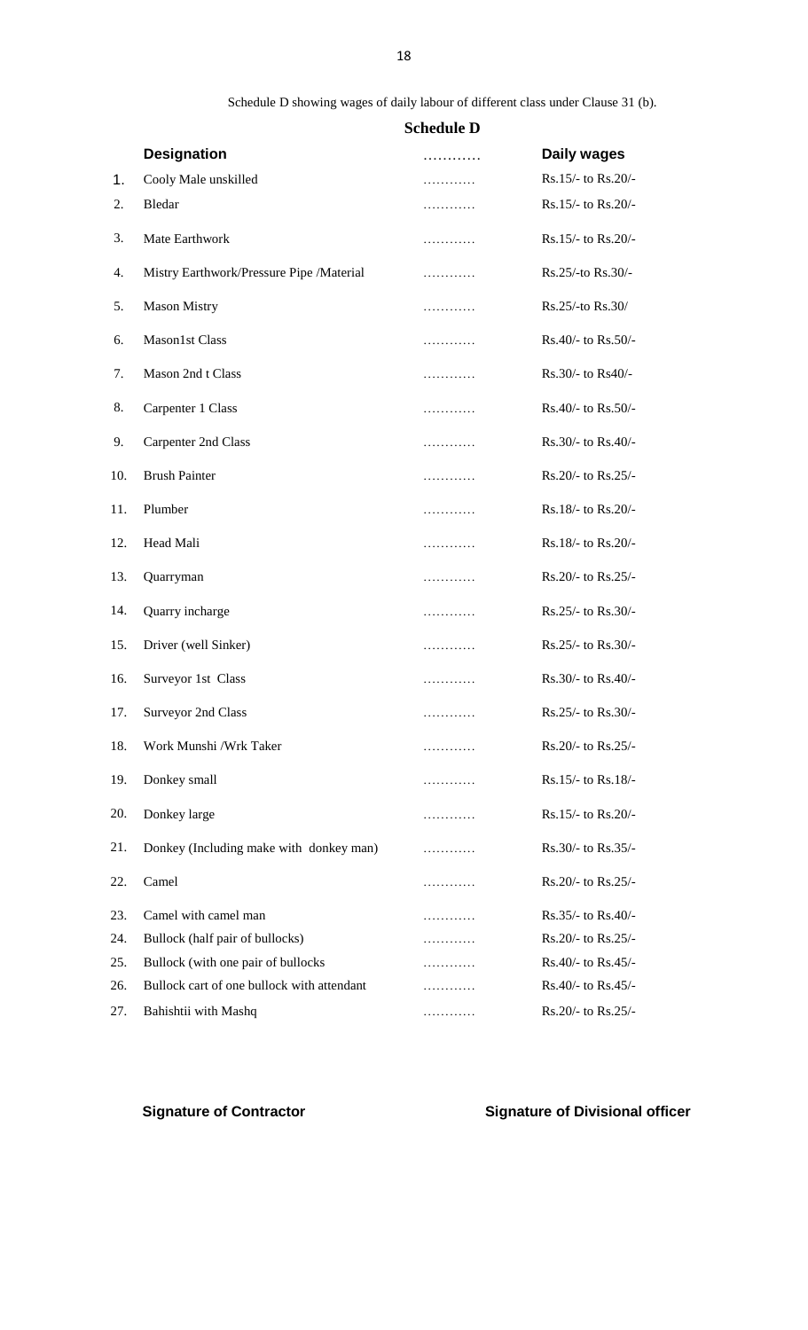Schedule D showing wages of daily labour of different class under Clause 31 (b).

## Schedule D

| | Designation | ………… | Daily wages |
|---|---|---|---|
| 1. | Cooly Male unskilled | ………… | Rs.15/- to Rs.20/- |
| 2. | Bledar | ………… | Rs.15/- to Rs.20/- |
| 3. | Mate Earthwork | ………… | Rs.15/- to Rs.20/- |
| 4. | Mistry Earthwork/Pressure Pipe /Material | ………… | Rs.25/-to Rs.30/- |
| 5. | Mason Mistry | ………… | Rs.25/-to Rs.30/ |
| 6. | Mason1st Class | ………… | Rs.40/- to Rs.50/- |
| 7. | Mason 2nd t Class | ………… | Rs.30/- to Rs40/- |
| 8. | Carpenter 1 Class | ………… | Rs.40/- to Rs.50/- |
| 9. | Carpenter 2nd Class | ………… | Rs.30/- to Rs.40/- |
| 10. | Brush Painter | ………… | Rs.20/- to Rs.25/- |
| 11. | Plumber | ………… | Rs.18/- to Rs.20/- |
| 12. | Head Mali | ………… | Rs.18/- to Rs.20/- |
| 13. | Quarryman | ………… | Rs.20/- to Rs.25/- |
| 14. | Quarry incharge | ………… | Rs.25/- to Rs.30/- |
| 15. | Driver (well Sinker) | ………… | Rs.25/- to Rs.30/- |
| 16. | Surveyor 1st Class | ………… | Rs.30/- to Rs.40/- |
| 17. | Surveyor 2nd Class | ………… | Rs.25/- to Rs.30/- |
| 18. | Work Munshi /Wrk Taker | ………… | Rs.20/- to Rs.25/- |
| 19. | Donkey small | ………… | Rs.15/- to Rs.18/- |
| 20. | Donkey large | ………… | Rs.15/- to Rs.20/- |
| 21. | Donkey (Including make with donkey man) | ………… | Rs.30/- to Rs.35/- |
| 22. | Camel | ………… | Rs.20/- to Rs.25/- |
| 23. | Camel with camel man | ………… | Rs.35/- to Rs.40/- |
| 24. | Bullock (half pair of bullocks) | ………… | Rs.20/- to Rs.25/- |
| 25. | Bullock (with one pair of bullocks | ………… | Rs.40/- to Rs.45/- |
| 26. | Bullock cart of one bullock with attendant | ………… | Rs.40/- to Rs.45/- |
| 27. | Bahishtii with Mashq | ………… | Rs.20/- to Rs.25/- |

**Signature of Contractor** **Signature of Divisional officer**